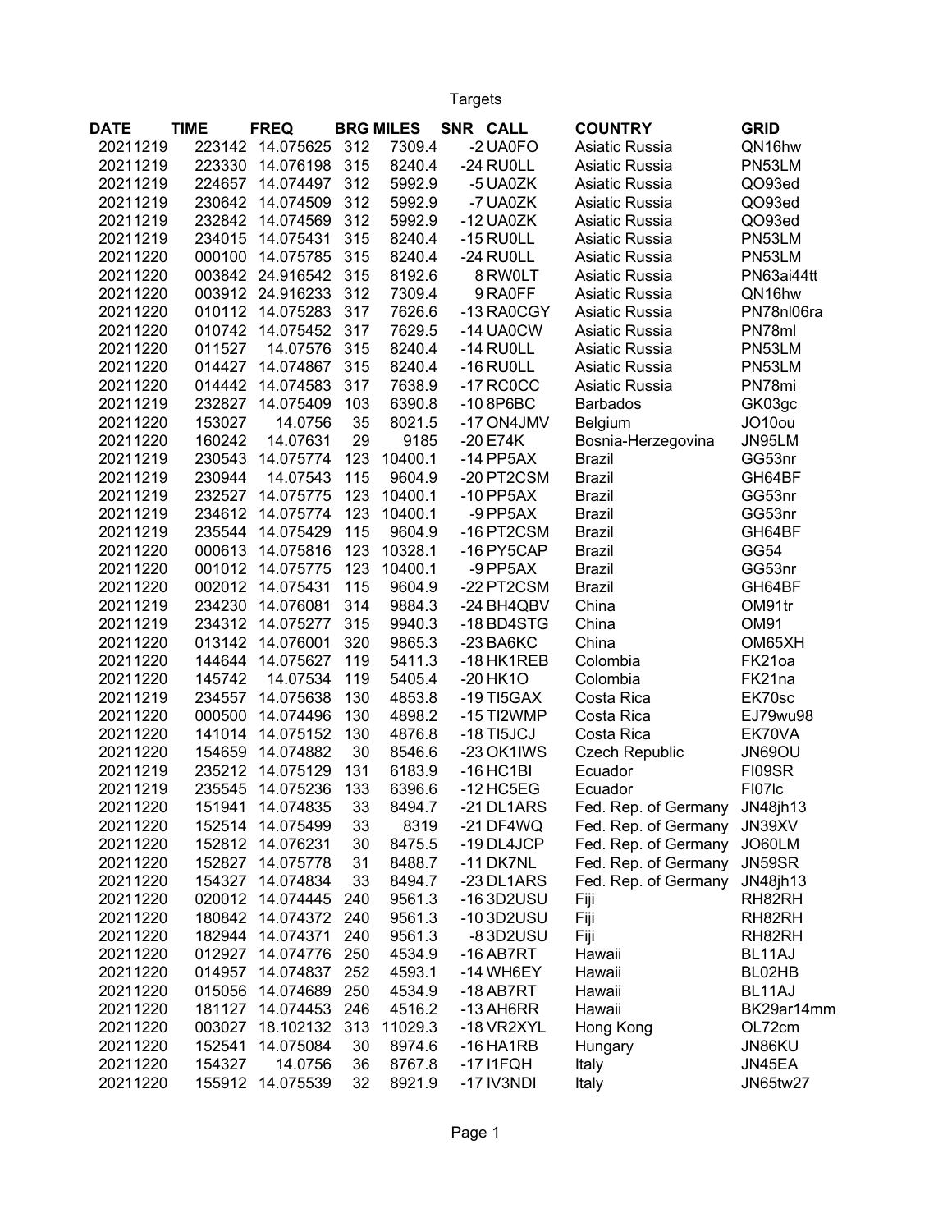Targets

| DATE | TIME | FREQ | BRG | MILES | SNR | CALL | COUNTRY | GRID |
|---|---|---|---|---|---|---|---|---|
| 20211219 | 223142 | 14.075625 | 312 | 7309.4 | -2 | UA0FO | Asiatic Russia | QN16hw |
| 20211219 | 223330 | 14.076198 | 315 | 8240.4 | -24 | RU0LL | Asiatic Russia | PN53LM |
| 20211219 | 224657 | 14.074497 | 312 | 5992.9 | -5 | UA0ZK | Asiatic Russia | QO93ed |
| 20211219 | 230642 | 14.074509 | 312 | 5992.9 | -7 | UA0ZK | Asiatic Russia | QO93ed |
| 20211219 | 232842 | 14.074569 | 312 | 5992.9 | -12 | UA0ZK | Asiatic Russia | QO93ed |
| 20211219 | 234015 | 14.075431 | 315 | 8240.4 | -15 | RU0LL | Asiatic Russia | PN53LM |
| 20211220 | 000100 | 14.075785 | 315 | 8240.4 | -24 | RU0LL | Asiatic Russia | PN53LM |
| 20211220 | 003842 | 24.916542 | 315 | 8192.6 | 8 | RW0LT | Asiatic Russia | PN63ai44tt |
| 20211220 | 003912 | 24.916233 | 312 | 7309.4 | 9 | RA0FF | Asiatic Russia | QN16hw |
| 20211220 | 010112 | 14.075283 | 317 | 7626.6 | -13 | RA0CGY | Asiatic Russia | PN78nl06ra |
| 20211220 | 010742 | 14.075452 | 317 | 7629.5 | -14 | UA0CW | Asiatic Russia | PN78ml |
| 20211220 | 011527 | 14.07576 | 315 | 8240.4 | -14 | RU0LL | Asiatic Russia | PN53LM |
| 20211220 | 014427 | 14.074867 | 315 | 8240.4 | -16 | RU0LL | Asiatic Russia | PN53LM |
| 20211220 | 014442 | 14.074583 | 317 | 7638.9 | -17 | RC0CC | Asiatic Russia | PN78mi |
| 20211219 | 232827 | 14.075409 | 103 | 6390.8 | -10 | 8P6BC | Barbados | GK03gc |
| 20211220 | 153027 | 14.0756 | 35 | 8021.5 | -17 | ON4JMV | Belgium | JO10ou |
| 20211220 | 160242 | 14.07631 | 29 | 9185 | -20 | E74K | Bosnia-Herzegovina | JN95LM |
| 20211219 | 230543 | 14.075774 | 123 | 10400.1 | -14 | PP5AX | Brazil | GG53nr |
| 20211219 | 230944 | 14.07543 | 115 | 9604.9 | -20 | PT2CSM | Brazil | GH64BF |
| 20211219 | 232527 | 14.075775 | 123 | 10400.1 | -10 | PP5AX | Brazil | GG53nr |
| 20211219 | 234612 | 14.075774 | 123 | 10400.1 | -9 | PP5AX | Brazil | GG53nr |
| 20211219 | 235544 | 14.075429 | 115 | 9604.9 | -16 | PT2CSM | Brazil | GH64BF |
| 20211220 | 000613 | 14.075816 | 123 | 10328.1 | -16 | PY5CAP | Brazil | GG54 |
| 20211220 | 001012 | 14.075775 | 123 | 10400.1 | -9 | PP5AX | Brazil | GG53nr |
| 20211220 | 002012 | 14.075431 | 115 | 9604.9 | -22 | PT2CSM | Brazil | GH64BF |
| 20211219 | 234230 | 14.076081 | 314 | 9884.3 | -24 | BH4QBV | China | OM91tr |
| 20211219 | 234312 | 14.075277 | 315 | 9940.3 | -18 | BD4STG | China | OM91 |
| 20211220 | 013142 | 14.076001 | 320 | 9865.3 | -23 | BA6KC | China | OM65XH |
| 20211220 | 144644 | 14.075627 | 119 | 5411.3 | -18 | HK1REB | Colombia | FK21oa |
| 20211220 | 145742 | 14.07534 | 119 | 5405.4 | -20 | HK1O | Colombia | FK21na |
| 20211219 | 234557 | 14.075638 | 130 | 4853.8 | -19 | TI5GAX | Costa Rica | EK70sc |
| 20211220 | 000500 | 14.074496 | 130 | 4898.2 | -15 | TI2WMP | Costa Rica | EJ79wu98 |
| 20211220 | 141014 | 14.075152 | 130 | 4876.8 | -18 | TI5JCJ | Costa Rica | EK70VA |
| 20211220 | 154659 | 14.074882 | 30 | 8546.6 | -23 | OK1IWS | Czech Republic | JN69OU |
| 20211219 | 235212 | 14.075129 | 131 | 6183.9 | -16 | HC1BI | Ecuador | FI09SR |
| 20211219 | 235545 | 14.075236 | 133 | 6396.6 | -12 | HC5EG | Ecuador | FI07lc |
| 20211220 | 151941 | 14.074835 | 33 | 8494.7 | -21 | DL1ARS | Fed. Rep. of Germany | JN48jh13 |
| 20211220 | 152514 | 14.075499 | 33 | 8319 | -21 | DF4WQ | Fed. Rep. of Germany | JN39XV |
| 20211220 | 152812 | 14.076231 | 30 | 8475.5 | -19 | DL4JCP | Fed. Rep. of Germany | JO60LM |
| 20211220 | 152827 | 14.075778 | 31 | 8488.7 | -11 | DK7NL | Fed. Rep. of Germany | JN59SR |
| 20211220 | 154327 | 14.074834 | 33 | 8494.7 | -23 | DL1ARS | Fed. Rep. of Germany | JN48jh13 |
| 20211220 | 020012 | 14.074445 | 240 | 9561.3 | -16 | 3D2USU | Fiji | RH82RH |
| 20211220 | 180842 | 14.074372 | 240 | 9561.3 | -10 | 3D2USU | Fiji | RH82RH |
| 20211220 | 182944 | 14.074371 | 240 | 9561.3 | -8 | 3D2USU | Fiji | RH82RH |
| 20211220 | 012927 | 14.074776 | 250 | 4534.9 | -16 | AB7RT | Hawaii | BL11AJ |
| 20211220 | 014957 | 14.074837 | 252 | 4593.1 | -14 | WH6EY | Hawaii | BL02HB |
| 20211220 | 015056 | 14.074689 | 250 | 4534.9 | -18 | AB7RT | Hawaii | BL11AJ |
| 20211220 | 181127 | 14.074453 | 246 | 4516.2 | -13 | AH6RR | Hawaii | BK29ar14mm |
| 20211220 | 003027 | 18.102132 | 313 | 11029.3 | -18 | VR2XYL | Hong Kong | OL72cm |
| 20211220 | 152541 | 14.075084 | 30 | 8974.6 | -16 | HA1RB | Hungary | JN86KU |
| 20211220 | 154327 | 14.0756 | 36 | 8767.8 | -17 | I1FQH | Italy | JN45EA |
| 20211220 | 155912 | 14.075539 | 32 | 8921.9 | -17 | IV3NDI | Italy | JN65tw27 |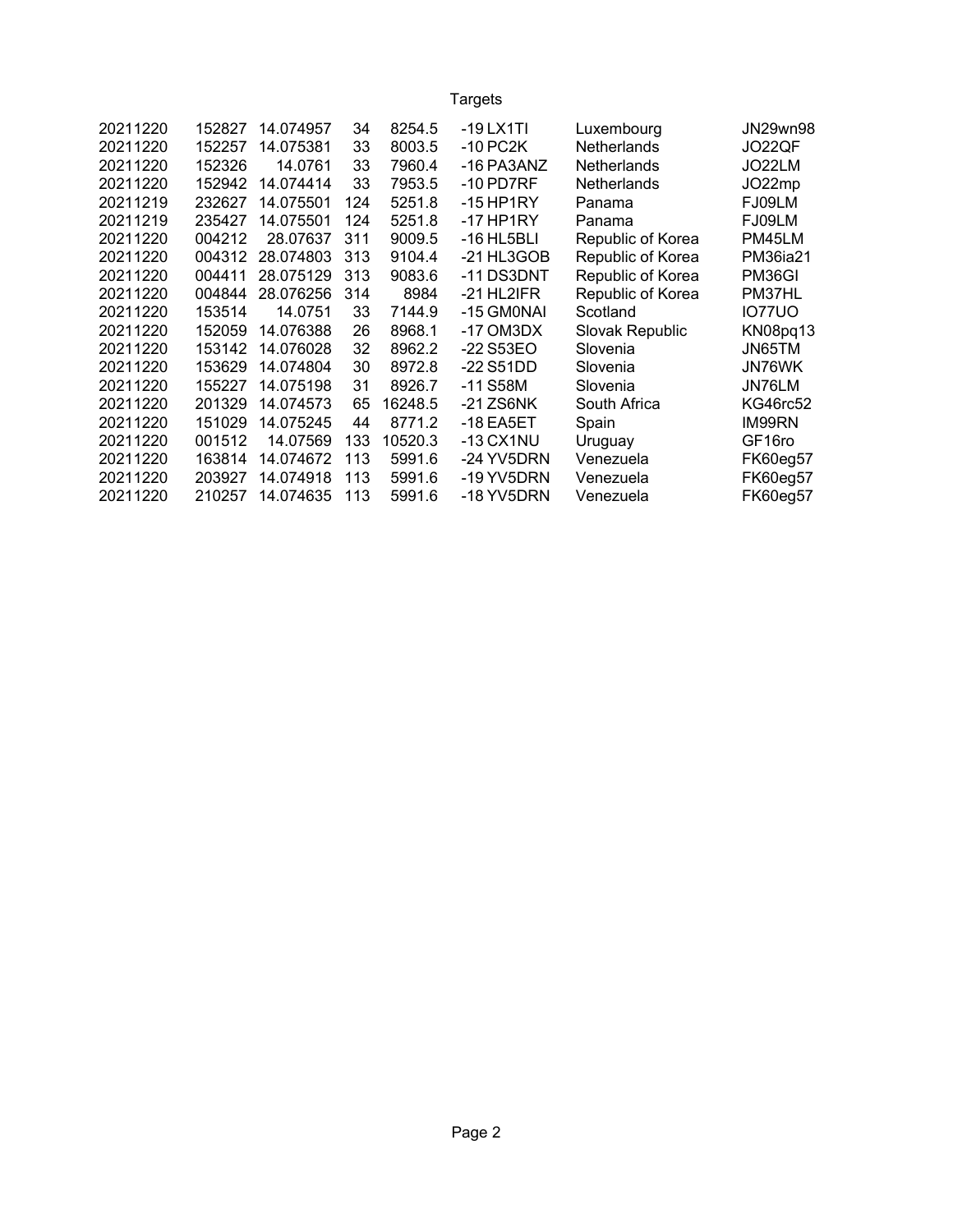Targets

| | | | | | | | | |
|---|---|---|---|---|---|---|---|---|
| 20211220 | 152827 | 14.074957 | 34 | 8254.5 | -19 | LX1TI | Luxembourg | JN29wn98 |
| 20211220 | 152257 | 14.075381 | 33 | 8003.5 | -10 | PC2K | Netherlands | JO22QF |
| 20211220 | 152326 | 14.0761 | 33 | 7960.4 | -16 | PA3ANZ | Netherlands | JO22LM |
| 20211220 | 152942 | 14.074414 | 33 | 7953.5 | -10 | PD7RF | Netherlands | JO22mp |
| 20211219 | 232627 | 14.075501 | 124 | 5251.8 | -15 | HP1RY | Panama | FJ09LM |
| 20211219 | 235427 | 14.075501 | 124 | 5251.8 | -17 | HP1RY | Panama | FJ09LM |
| 20211220 | 004212 | 28.07637 | 311 | 9009.5 | -16 | HL5BLI | Republic of Korea | PM45LM |
| 20211220 | 004312 | 28.074803 | 313 | 9104.4 | -21 | HL3GOB | Republic of Korea | PM36ia21 |
| 20211220 | 004411 | 28.075129 | 313 | 9083.6 | -11 | DS3DNT | Republic of Korea | PM36GI |
| 20211220 | 004844 | 28.076256 | 314 | 8984 | -21 | HL2IFR | Republic of Korea | PM37HL |
| 20211220 | 153514 | 14.0751 | 33 | 7144.9 | -15 | GM0NAI | Scotland | IO77UO |
| 20211220 | 152059 | 14.076388 | 26 | 8968.1 | -17 | OM3DX | Slovak Republic | KN08pq13 |
| 20211220 | 153142 | 14.076028 | 32 | 8962.2 | -22 | S53EO | Slovenia | JN65TM |
| 20211220 | 153629 | 14.074804 | 30 | 8972.8 | -22 | S51DD | Slovenia | JN76WK |
| 20211220 | 155227 | 14.075198 | 31 | 8926.7 | -11 | S58M | Slovenia | JN76LM |
| 20211220 | 201329 | 14.074573 | 65 | 16248.5 | -21 | ZS6NK | South Africa | KG46rc52 |
| 20211220 | 151029 | 14.075245 | 44 | 8771.2 | -18 | EA5ET | Spain | IM99RN |
| 20211220 | 001512 | 14.07569 | 133 | 10520.3 | -13 | CX1NU | Uruguay | GF16ro |
| 20211220 | 163814 | 14.074672 | 113 | 5991.6 | -24 | YV5DRN | Venezuela | FK60eg57 |
| 20211220 | 203927 | 14.074918 | 113 | 5991.6 | -19 | YV5DRN | Venezuela | FK60eg57 |
| 20211220 | 210257 | 14.074635 | 113 | 5991.6 | -18 | YV5DRN | Venezuela | FK60eg57 |